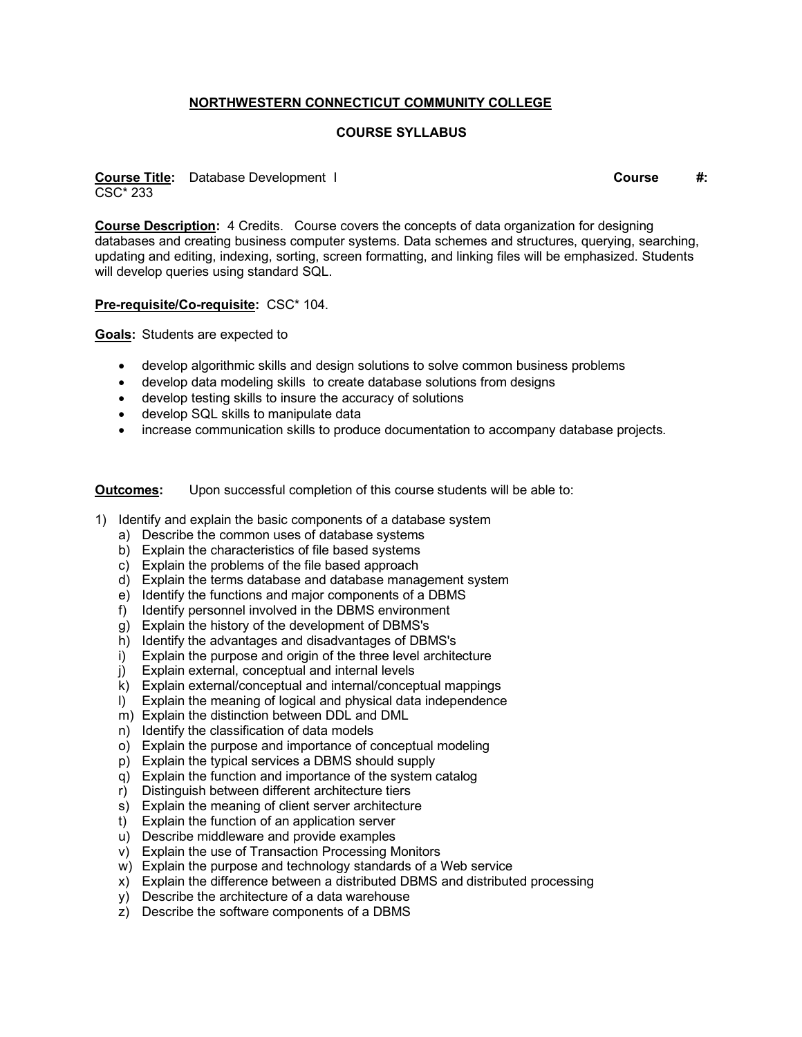## NORTHWESTERN CONNECTICUT COMMUNITY COLLEGE

## COURSE SYLLABUS

**Course Title:** Database Development I **Course #:** CSC* 233

**Course Description:** 4 Credits. Course covers the concepts of data organization for designing databases and creating business computer systems. Data schemes and structures, querying, searching, updating and editing, indexing, sorting, screen formatting, and linking files will be emphasized. Students will develop queries using standard SQL.

**Pre-requisite/Co-requisite:** CSC* 104.

**Goals:** Students are expected to

- develop algorithmic skills and design solutions to solve common business problems
- develop data modeling skills to create database solutions from designs
- develop testing skills to insure the accuracy of solutions
- develop SQL skills to manipulate data
- increase communication skills to produce documentation to accompany database projects.

**Outcomes:** Upon successful completion of this course students will be able to:

1) Identify and explain the basic components of a database system
   a) Describe the common uses of database systems
   b) Explain the characteristics of file based systems
   c) Explain the problems of the file based approach
   d) Explain the terms database and database management system
   e) Identify the functions and major components of a DBMS
   f) Identify personnel involved in the DBMS environment
   g) Explain the history of the development of DBMS's
   h) Identify the advantages and disadvantages of DBMS's
   i) Explain the purpose and origin of the three level architecture
   j) Explain external, conceptual and internal levels
   k) Explain external/conceptual and internal/conceptual mappings
   l) Explain the meaning of logical and physical data independence
   m) Explain the distinction between DDL and DML
   n) Identify the classification of data models
   o) Explain the purpose and importance of conceptual modeling
   p) Explain the typical services a DBMS should supply
   q) Explain the function and importance of the system catalog
   r) Distinguish between different architecture tiers
   s) Explain the meaning of client server architecture
   t) Explain the function of an application server
   u) Describe middleware and provide examples
   v) Explain the use of Transaction Processing Monitors
   w) Explain the purpose and technology standards of a Web service
   x) Explain the difference between a distributed DBMS and distributed processing
   y) Describe the architecture of a data warehouse
   z) Describe the software components of a DBMS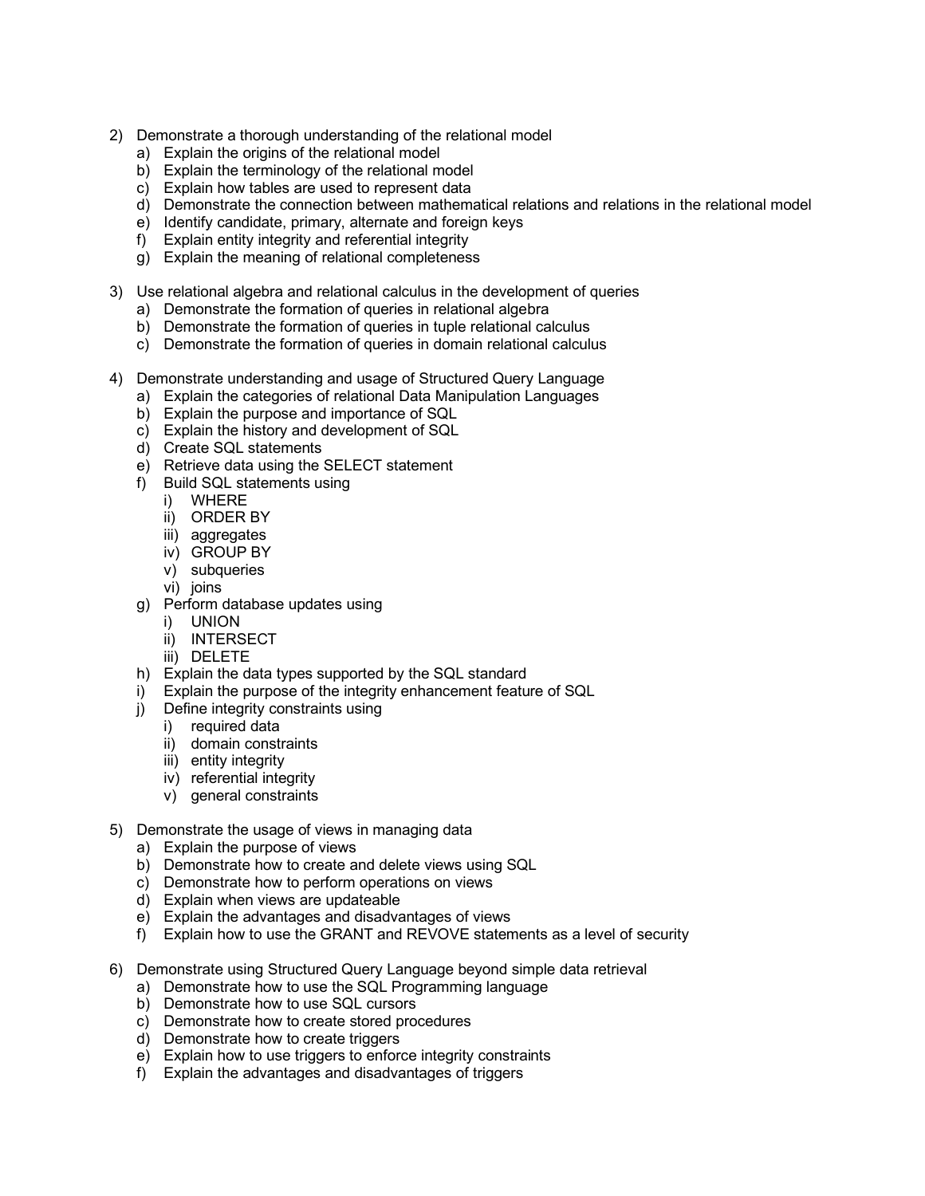2) Demonstrate a thorough understanding of the relational model
    a) Explain the origins of the relational model
    b) Explain the terminology of the relational model
    c) Explain how tables are used to represent data
    d) Demonstrate the connection between mathematical relations and relations in the relational model
    e) Identify candidate, primary, alternate and foreign keys
    f) Explain entity integrity and referential integrity
    g) Explain the meaning of relational completeness

3) Use relational algebra and relational calculus in the development of queries
    a) Demonstrate the formation of queries in relational algebra
    b) Demonstrate the formation of queries in tuple relational calculus
    c) Demonstrate the formation of queries in domain relational calculus

4) Demonstrate understanding and usage of Structured Query Language
    a) Explain the categories of relational Data Manipulation Languages
    b) Explain the purpose and importance of SQL
    c) Explain the history and development of SQL
    d) Create SQL statements
    e) Retrieve data using the SELECT statement
    f) Build SQL statements using
        i) WHERE
        ii) ORDER BY
        iii) aggregates
        iv) GROUP BY
        v) subqueries
        vi) joins
    g) Perform database updates using
        i) UNION
        ii) INTERSECT
        iii) DELETE
    h) Explain the data types supported by the SQL standard
    i) Explain the purpose of the integrity enhancement feature of SQL
    j) Define integrity constraints using
        i) required data
        ii) domain constraints
        iii) entity integrity
        iv) referential integrity
        v) general constraints

5) Demonstrate the usage of views in managing data
    a) Explain the purpose of views
    b) Demonstrate how to create and delete views using SQL
    c) Demonstrate how to perform operations on views
    d) Explain when views are updateable
    e) Explain the advantages and disadvantages of views
    f) Explain how to use the GRANT and REVOVE statements as a level of security

6) Demonstrate using Structured Query Language beyond simple data retrieval
    a) Demonstrate how to use the SQL Programming language
    b) Demonstrate how to use SQL cursors
    c) Demonstrate how to create stored procedures
    d) Demonstrate how to create triggers
    e) Explain how to use triggers to enforce integrity constraints
    f) Explain the advantages and disadvantages of triggers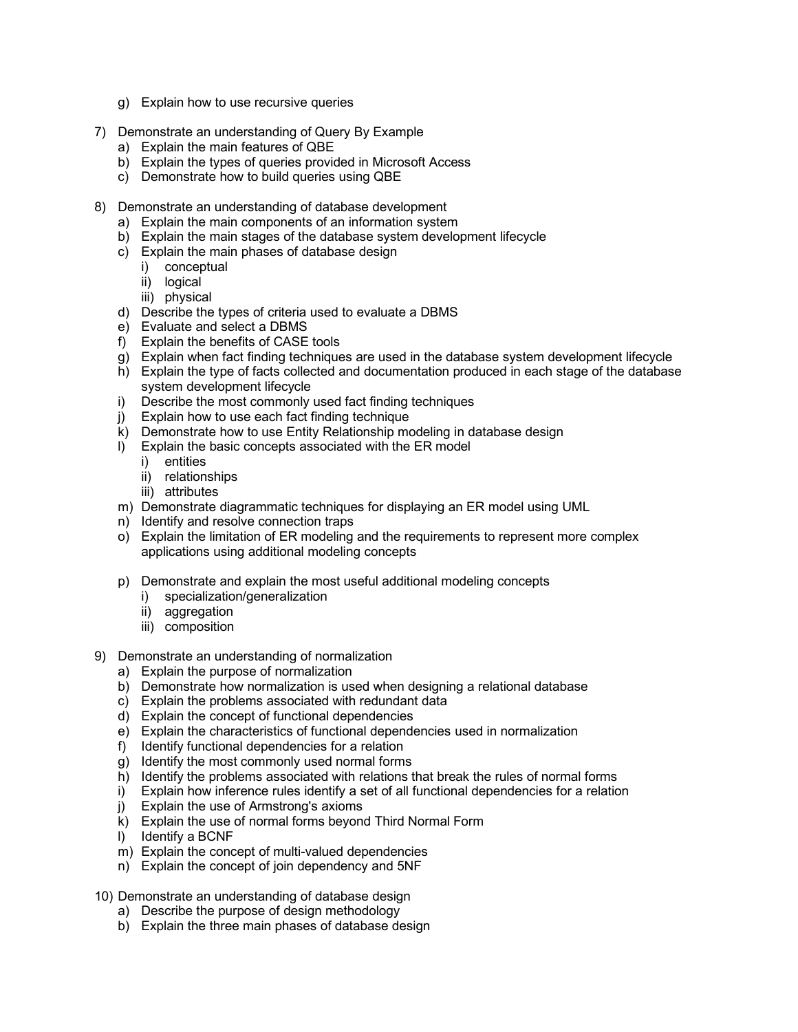g) Explain how to use recursive queries

7) Demonstrate an understanding of Query By Example
   a) Explain the main features of QBE
   b) Explain the types of queries provided in Microsoft Access
   c) Demonstrate how to build queries using QBE

8) Demonstrate an understanding of database development
   a) Explain the main components of an information system
   b) Explain the main stages of the database system development lifecycle
   c) Explain the main phases of database design
      i) conceptual
      ii) logical
      iii) physical
   d) Describe the types of criteria used to evaluate a DBMS
   e) Evaluate and select a DBMS
   f) Explain the benefits of CASE tools
   g) Explain when fact finding techniques are used in the database system development lifecycle
   h) Explain the type of facts collected and documentation produced in each stage of the database system development lifecycle
   i) Describe the most commonly used fact finding techniques
   j) Explain how to use each fact finding technique
   k) Demonstrate how to use Entity Relationship modeling in database design
   l) Explain the basic concepts associated with the ER model
      i) entities
      ii) relationships
      iii) attributes
   m) Demonstrate diagrammatic techniques for displaying an ER model using UML
   n) Identify and resolve connection traps
   o) Explain the limitation of ER modeling and the requirements to represent more complex applications using additional modeling concepts

   p) Demonstrate and explain the most useful additional modeling concepts
      i) specialization/generalization
      ii) aggregation
      iii) composition

9) Demonstrate an understanding of normalization
   a) Explain the purpose of normalization
   b) Demonstrate how normalization is used when designing a relational database
   c) Explain the problems associated with redundant data
   d) Explain the concept of functional dependencies
   e) Explain the characteristics of functional dependencies used in normalization
   f) Identify functional dependencies for a relation
   g) Identify the most commonly used normal forms
   h) Identify the problems associated with relations that break the rules of normal forms
   i) Explain how inference rules identify a set of all functional dependencies for a relation
   j) Explain the use of Armstrong's axioms
   k) Explain the use of normal forms beyond Third Normal Form
   l) Identify a BCNF
   m) Explain the concept of multi-valued dependencies
   n) Explain the concept of join dependency and 5NF

10) Demonstrate an understanding of database design
   a) Describe the purpose of design methodology
   b) Explain the three main phases of database design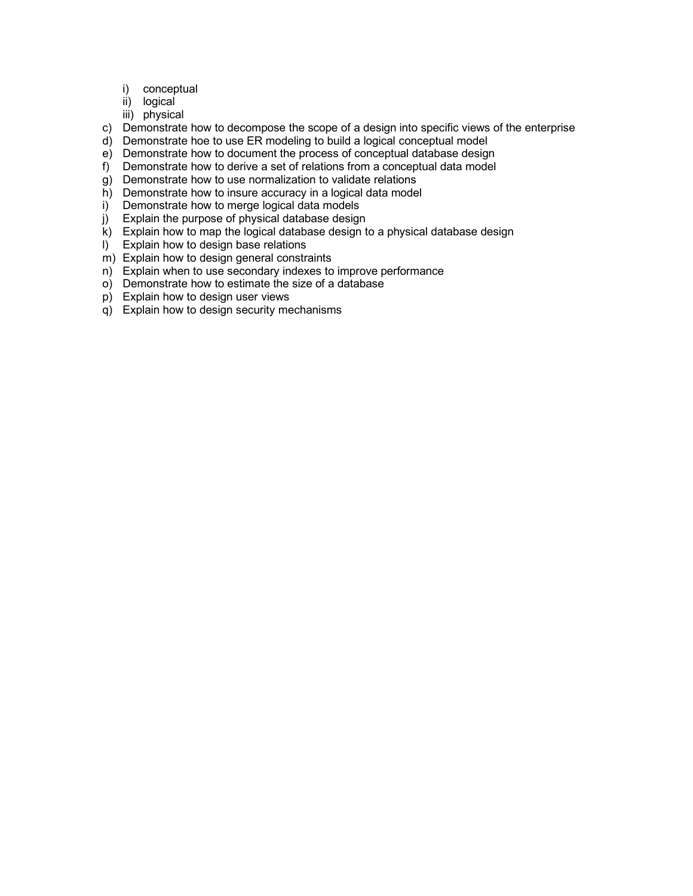i) conceptual
   ii) logical
   iii) physical

c) Demonstrate how to decompose the scope of a design into specific views of the enterprise
d) Demonstrate hoe to use ER modeling to build a logical conceptual model
e) Demonstrate how to document the process of conceptual database design
f) Demonstrate how to derive a set of relations from a conceptual data model
g) Demonstrate how to use normalization to validate relations
h) Demonstrate how to insure accuracy in a logical data model
i) Demonstrate how to merge logical data models
j) Explain the purpose of physical database design
k) Explain how to map the logical database design to a physical database design
l) Explain how to design base relations
m) Explain how to design general constraints
n) Explain when to use secondary indexes to improve performance
o) Demonstrate how to estimate the size of a database
p) Explain how to design user views
q) Explain how to design security mechanisms